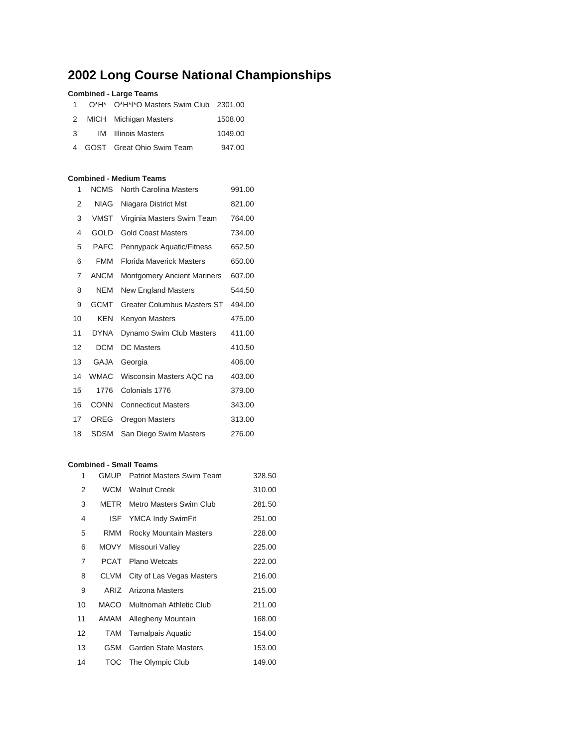# 2002 Long Course National Championships

**Combined - Large Teams**

| | | | |
|---|---|---|---|
| 1 | O*H* | O*H*I*O Masters Swim Club | 2301.00 |
| 2 | MICH | Michigan Masters | 1508.00 |
| 3 | IM | Illinois Masters | 1049.00 |
| 4 | GOST | Great Ohio Swim Team | 947.00 |

**Combined - Medium Teams**

| | | | |
|---|---|---|---|
| 1 | NCMS | North Carolina Masters | 991.00 |
| 2 | NIAG | Niagara District Mst | 821.00 |
| 3 | VMST | Virginia Masters Swim Team | 764.00 |
| 4 | GOLD | Gold Coast Masters | 734.00 |
| 5 | PAFC | Pennypack Aquatic/Fitness | 652.50 |
| 6 | FMM | Florida Maverick Masters | 650.00 |
| 7 | ANCM | Montgomery Ancient Mariners | 607.00 |
| 8 | NEM | New England Masters | 544.50 |
| 9 | GCMT | Greater Columbus Masters ST | 494.00 |
| 10 | KEN | Kenyon Masters | 475.00 |
| 11 | DYNA | Dynamo Swim Club Masters | 411.00 |
| 12 | DCM | DC Masters | 410.50 |
| 13 | GAJA | Georgia | 406.00 |
| 14 | WMAC | Wisconsin Masters AQC na | 403.00 |
| 15 | 1776 | Colonials 1776 | 379.00 |
| 16 | CONN | Connecticut Masters | 343.00 |
| 17 | OREG | Oregon Masters | 313.00 |
| 18 | SDSM | San Diego Swim Masters | 276.00 |

**Combined - Small Teams**

| | | | |
|---|---|---|---|
| 1 | GMUP | Patriot Masters Swim Team | 328.50 |
| 2 | WCM | Walnut Creek | 310.00 |
| 3 | METR | Metro Masters Swim Club | 281.50 |
| 4 | ISF | YMCA Indy SwimFit | 251.00 |
| 5 | RMM | Rocky Mountain Masters | 228.00 |
| 6 | MOVY | Missouri Valley | 225.00 |
| 7 | PCAT | Plano Wetcats | 222.00 |
| 8 | CLVM | City of Las Vegas Masters | 216.00 |
| 9 | ARIZ | Arizona Masters | 215.00 |
| 10 | MACO | Multnomah Athletic Club | 211.00 |
| 11 | AMAM | Allegheny Mountain | 168.00 |
| 12 | TAM | Tamalpais Aquatic | 154.00 |
| 13 | GSM | Garden State Masters | 153.00 |
| 14 | TOC | The Olympic Club | 149.00 |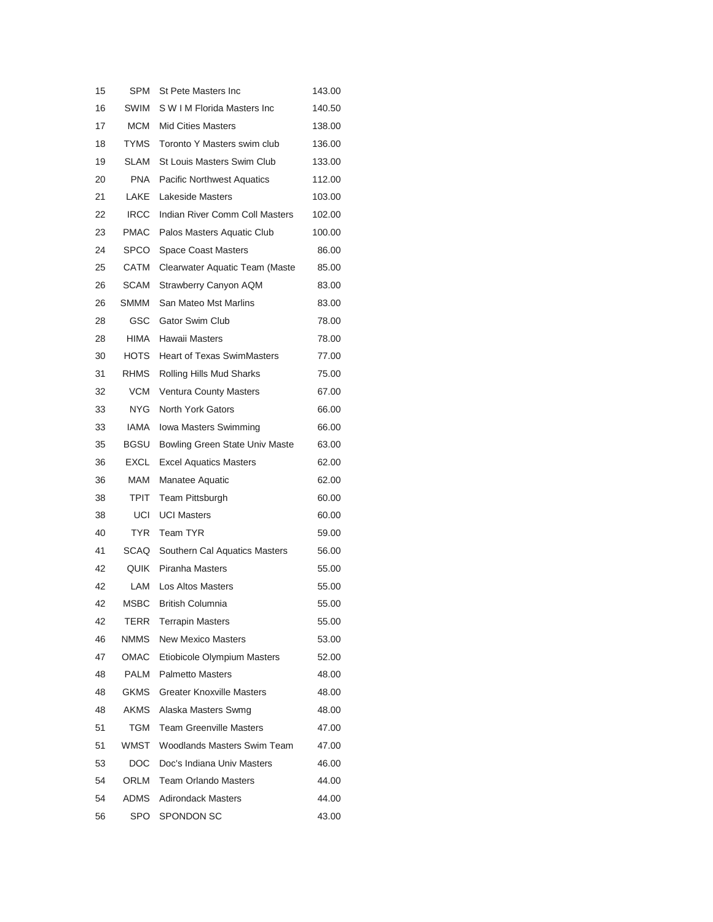| 15 | SPM | St Pete Masters Inc | 143.00 |
|---|---|---|---|
| 16 | SWIM | S W I M Florida Masters Inc | 140.50 |
| 17 | MCM | Mid Cities Masters | 138.00 |
| 18 | TYMS | Toronto Y Masters swim club | 136.00 |
| 19 | SLAM | St Louis Masters Swim Club | 133.00 |
| 20 | PNA | Pacific Northwest Aquatics | 112.00 |
| 21 | LAKE | Lakeside Masters | 103.00 |
| 22 | IRCC | Indian River Comm Coll Masters | 102.00 |
| 23 | PMAC | Palos Masters Aquatic Club | 100.00 |
| 24 | SPCO | Space Coast Masters | 86.00 |
| 25 | CATM | Clearwater Aquatic Team (Maste | 85.00 |
| 26 | SCAM | Strawberry Canyon AQM | 83.00 |
| 26 | SMMM | San Mateo Mst Marlins | 83.00 |
| 28 | GSC | Gator Swim Club | 78.00 |
| 28 | HIMA | Hawaii Masters | 78.00 |
| 30 | HOTS | Heart of Texas SwimMasters | 77.00 |
| 31 | RHMS | Rolling Hills Mud Sharks | 75.00 |
| 32 | VCM | Ventura County Masters | 67.00 |
| 33 | NYG | North York Gators | 66.00 |
| 33 | IAMA | Iowa Masters Swimming | 66.00 |
| 35 | BGSU | Bowling Green State Univ Maste | 63.00 |
| 36 | EXCL | Excel Aquatics Masters | 62.00 |
| 36 | MAM | Manatee Aquatic | 62.00 |
| 38 | TPIT | Team Pittsburgh | 60.00 |
| 38 | UCI | UCI Masters | 60.00 |
| 40 | TYR | Team TYR | 59.00 |
| 41 | SCAQ | Southern Cal Aquatics Masters | 56.00 |
| 42 | QUIK | Piranha Masters | 55.00 |
| 42 | LAM | Los Altos Masters | 55.00 |
| 42 | MSBC | British Columnia | 55.00 |
| 42 | TERR | Terrapin Masters | 55.00 |
| 46 | NMMS | New Mexico Masters | 53.00 |
| 47 | OMAC | Etiobicole Olympium Masters | 52.00 |
| 48 | PALM | Palmetto Masters | 48.00 |
| 48 | GKMS | Greater Knoxville Masters | 48.00 |
| 48 | AKMS | Alaska Masters Swmg | 48.00 |
| 51 | TGM | Team Greenville Masters | 47.00 |
| 51 | WMST | Woodlands Masters Swim Team | 47.00 |
| 53 | DOC | Doc's Indiana Univ Masters | 46.00 |
| 54 | ORLM | Team Orlando Masters | 44.00 |
| 54 | ADMS | Adirondack Masters | 44.00 |
| 56 | SPO | SPONDON SC | 43.00 |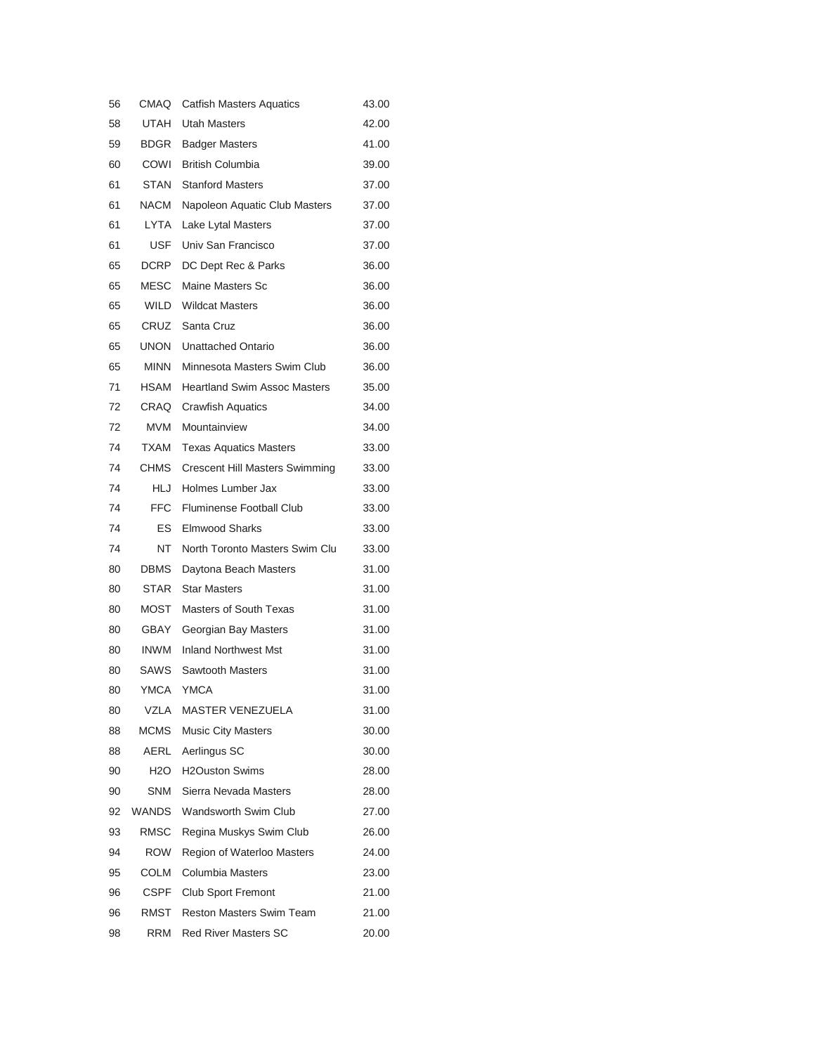| | | | |
|---|---|---|---|
| 56 | CMAQ | Catfish Masters Aquatics | 43.00 |
| 58 | UTAH | Utah Masters | 42.00 |
| 59 | BDGR | Badger Masters | 41.00 |
| 60 | COWI | British Columbia | 39.00 |
| 61 | STAN | Stanford Masters | 37.00 |
| 61 | NACM | Napoleon Aquatic Club Masters | 37.00 |
| 61 | LYTA | Lake Lytal Masters | 37.00 |
| 61 | USF | Univ San Francisco | 37.00 |
| 65 | DCRP | DC Dept Rec & Parks | 36.00 |
| 65 | MESC | Maine Masters Sc | 36.00 |
| 65 | WILD | Wildcat Masters | 36.00 |
| 65 | CRUZ | Santa Cruz | 36.00 |
| 65 | UNON | Unattached Ontario | 36.00 |
| 65 | MINN | Minnesota Masters Swim Club | 36.00 |
| 71 | HSAM | Heartland Swim Assoc Masters | 35.00 |
| 72 | CRAQ | Crawfish Aquatics | 34.00 |
| 72 | MVM | Mountainview | 34.00 |
| 74 | TXAM | Texas Aquatics Masters | 33.00 |
| 74 | CHMS | Crescent Hill Masters Swimming | 33.00 |
| 74 | HLJ | Holmes Lumber Jax | 33.00 |
| 74 | FFC | Fluminense Football Club | 33.00 |
| 74 | ES | Elmwood Sharks | 33.00 |
| 74 | NT | North Toronto Masters Swim Clu | 33.00 |
| 80 | DBMS | Daytona Beach Masters | 31.00 |
| 80 | STAR | Star Masters | 31.00 |
| 80 | MOST | Masters of South Texas | 31.00 |
| 80 | GBAY | Georgian Bay Masters | 31.00 |
| 80 | INWM | Inland Northwest Mst | 31.00 |
| 80 | SAWS | Sawtooth Masters | 31.00 |
| 80 | YMCA | YMCA | 31.00 |
| 80 | VZLA | MASTER VENEZUELA | 31.00 |
| 88 | MCMS | Music City Masters | 30.00 |
| 88 | AERL | Aerlingus SC | 30.00 |
| 90 | H2O | H2Ouston Swims | 28.00 |
| 90 | SNM | Sierra Nevada Masters | 28.00 |
| 92 | WANDS | Wandsworth Swim Club | 27.00 |
| 93 | RMSC | Regina Muskys Swim Club | 26.00 |
| 94 | ROW | Region of Waterloo Masters | 24.00 |
| 95 | COLM | Columbia Masters | 23.00 |
| 96 | CSPF | Club Sport Fremont | 21.00 |
| 96 | RMST | Reston Masters Swim Team | 21.00 |
| 98 | RRM | Red River Masters SC | 20.00 |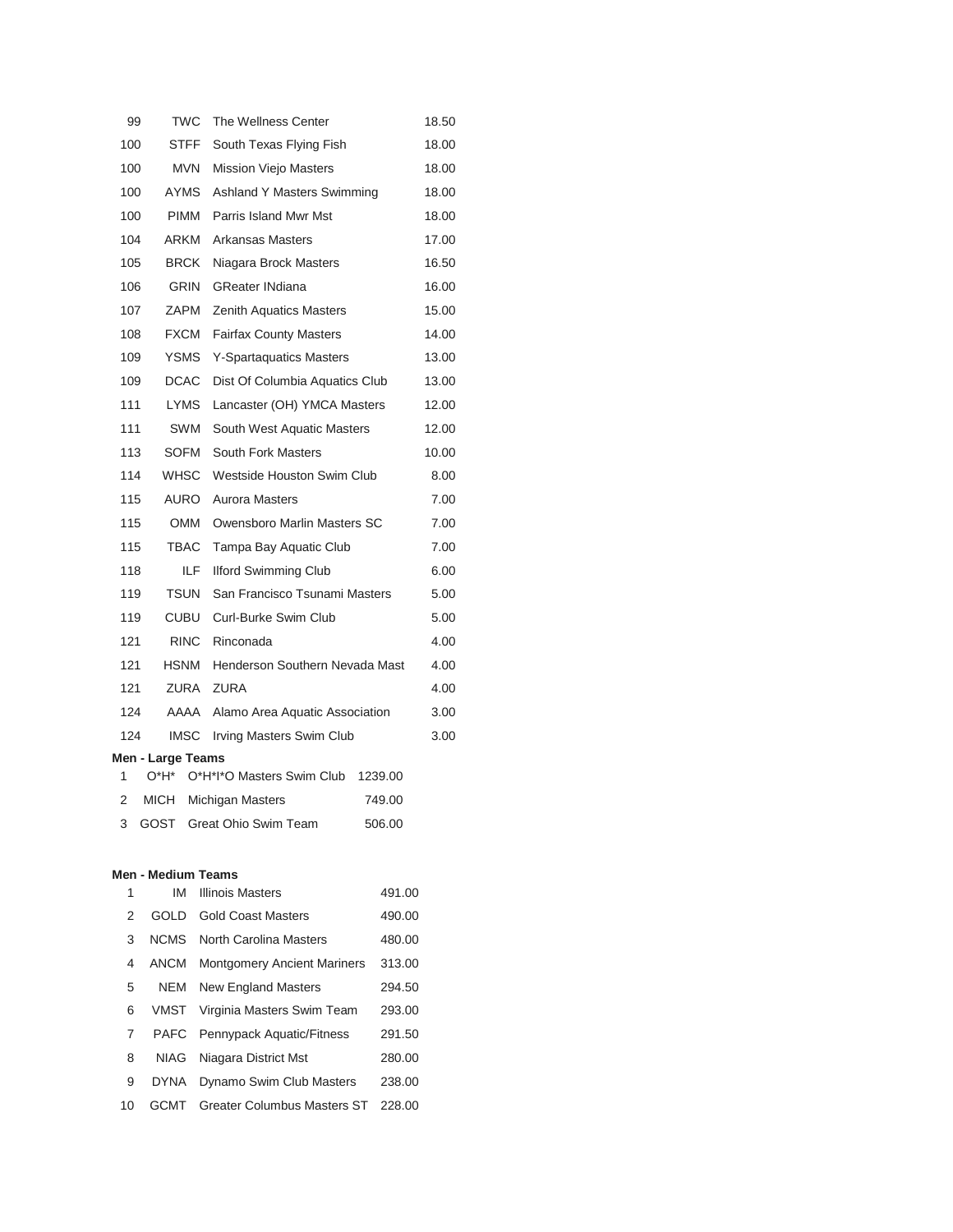| | | | |
|---|---|---|---|
| 99 | TWC | The Wellness Center | 18.50 |
| 100 | STFF | South Texas Flying Fish | 18.00 |
| 100 | MVN | Mission Viejo Masters | 18.00 |
| 100 | AYMS | Ashland Y Masters Swimming | 18.00 |
| 100 | PIMM | Parris Island Mwr Mst | 18.00 |
| 104 | ARKM | Arkansas Masters | 17.00 |
| 105 | BRCK | Niagara Brock Masters | 16.50 |
| 106 | GRIN | GReater INdiana | 16.00 |
| 107 | ZAPM | Zenith Aquatics Masters | 15.00 |
| 108 | FXCM | Fairfax County Masters | 14.00 |
| 109 | YSMS | Y-Spartaquatics Masters | 13.00 |
| 109 | DCAC | Dist Of Columbia Aquatics Club | 13.00 |
| 111 | LYMS | Lancaster (OH) YMCA Masters | 12.00 |
| 111 | SWM | South West Aquatic Masters | 12.00 |
| 113 | SOFM | South Fork Masters | 10.00 |
| 114 | WHSC | Westside Houston Swim Club | 8.00 |
| 115 | AURO | Aurora Masters | 7.00 |
| 115 | OMM | Owensboro Marlin Masters SC | 7.00 |
| 115 | TBAC | Tampa Bay Aquatic Club | 7.00 |
| 118 | ILF | Ilford Swimming Club | 6.00 |
| 119 | TSUN | San Francisco Tsunami Masters | 5.00 |
| 119 | CUBU | Curl-Burke Swim Club | 5.00 |
| 121 | RINC | Rinconada | 4.00 |
| 121 | HSNM | Henderson Southern Nevada Mast | 4.00 |
| 121 | ZURA | ZURA | 4.00 |
| 124 | AAAA | Alamo Area Aquatic Association | 3.00 |
| 124 | IMSC | Irving Masters Swim Club | 3.00 |

**Men - Large Teams**

| | | | |
|---|---|---|---|
| 1 | O*H* | O*H*I*O Masters Swim Club | 1239.00 |
| 2 | MICH | Michigan Masters | 749.00 |
| 3 | GOST | Great Ohio Swim Team | 506.00 |

**Men - Medium Teams**

| | | | |
|---|---|---|---|
| 1 | IM | Illinois Masters | 491.00 |
| 2 | GOLD | Gold Coast Masters | 490.00 |
| 3 | NCMS | North Carolina Masters | 480.00 |
| 4 | ANCM | Montgomery Ancient Mariners | 313.00 |
| 5 | NEM | New England Masters | 294.50 |
| 6 | VMST | Virginia Masters Swim Team | 293.00 |
| 7 | PAFC | Pennypack Aquatic/Fitness | 291.50 |
| 8 | NIAG | Niagara District Mst | 280.00 |
| 9 | DYNA | Dynamo Swim Club Masters | 238.00 |
| 10 | GCMT | Greater Columbus Masters ST | 228.00 |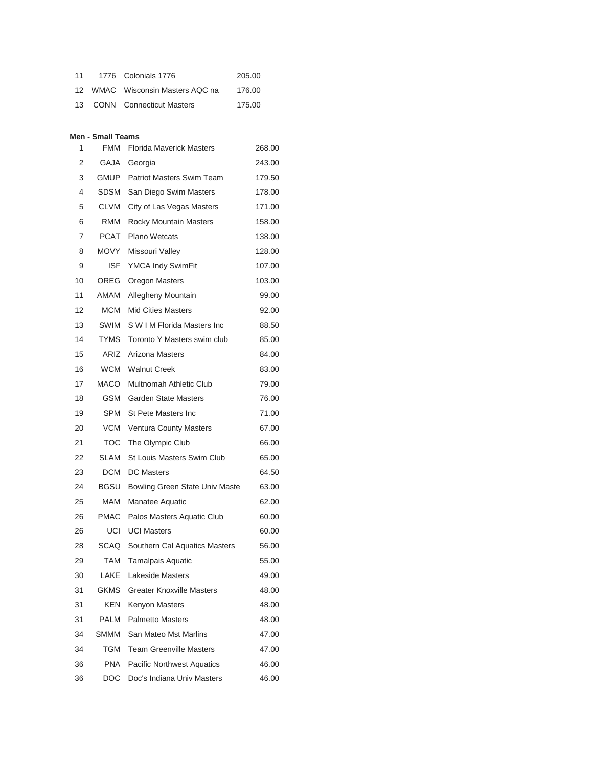| | | | |
|---|---|---|---|
| 11 | 1776 | Colonials 1776 | 205.00 |
| 12 | WMAC | Wisconsin Masters AQC na | 176.00 |
| 13 | CONN | Connecticut Masters | 175.00 |

**Men - Small Teams**

| | | | |
|---|---|---|---|
| 1 | FMM | Florida Maverick Masters | 268.00 |
| 2 | GAJA | Georgia | 243.00 |
| 3 | GMUP | Patriot Masters Swim Team | 179.50 |
| 4 | SDSM | San Diego Swim Masters | 178.00 |
| 5 | CLVM | City of Las Vegas Masters | 171.00 |
| 6 | RMM | Rocky Mountain Masters | 158.00 |
| 7 | PCAT | Plano Wetcats | 138.00 |
| 8 | MOVY | Missouri Valley | 128.00 |
| 9 | ISF | YMCA Indy SwimFit | 107.00 |
| 10 | OREG | Oregon Masters | 103.00 |
| 11 | AMAM | Allegheny Mountain | 99.00 |
| 12 | MCM | Mid Cities Masters | 92.00 |
| 13 | SWIM | S W I M Florida Masters Inc | 88.50 |
| 14 | TYMS | Toronto Y Masters swim club | 85.00 |
| 15 | ARIZ | Arizona Masters | 84.00 |
| 16 | WCM | Walnut Creek | 83.00 |
| 17 | MACO | Multnomah Athletic Club | 79.00 |
| 18 | GSM | Garden State Masters | 76.00 |
| 19 | SPM | St Pete Masters Inc | 71.00 |
| 20 | VCM | Ventura County Masters | 67.00 |
| 21 | TOC | The Olympic Club | 66.00 |
| 22 | SLAM | St Louis Masters Swim Club | 65.00 |
| 23 | DCM | DC Masters | 64.50 |
| 24 | BGSU | Bowling Green State Univ Maste | 63.00 |
| 25 | MAM | Manatee Aquatic | 62.00 |
| 26 | PMAC | Palos Masters Aquatic Club | 60.00 |
| 26 | UCI | UCI Masters | 60.00 |
| 28 | SCAQ | Southern Cal Aquatics Masters | 56.00 |
| 29 | TAM | Tamalpais Aquatic | 55.00 |
| 30 | LAKE | Lakeside Masters | 49.00 |
| 31 | GKMS | Greater Knoxville Masters | 48.00 |
| 31 | KEN | Kenyon Masters | 48.00 |
| 31 | PALM | Palmetto Masters | 48.00 |
| 34 | SMMM | San Mateo Mst Marlins | 47.00 |
| 34 | TGM | Team Greenville Masters | 47.00 |
| 36 | PNA | Pacific Northwest Aquatics | 46.00 |
| 36 | DOC | Doc's Indiana Univ Masters | 46.00 |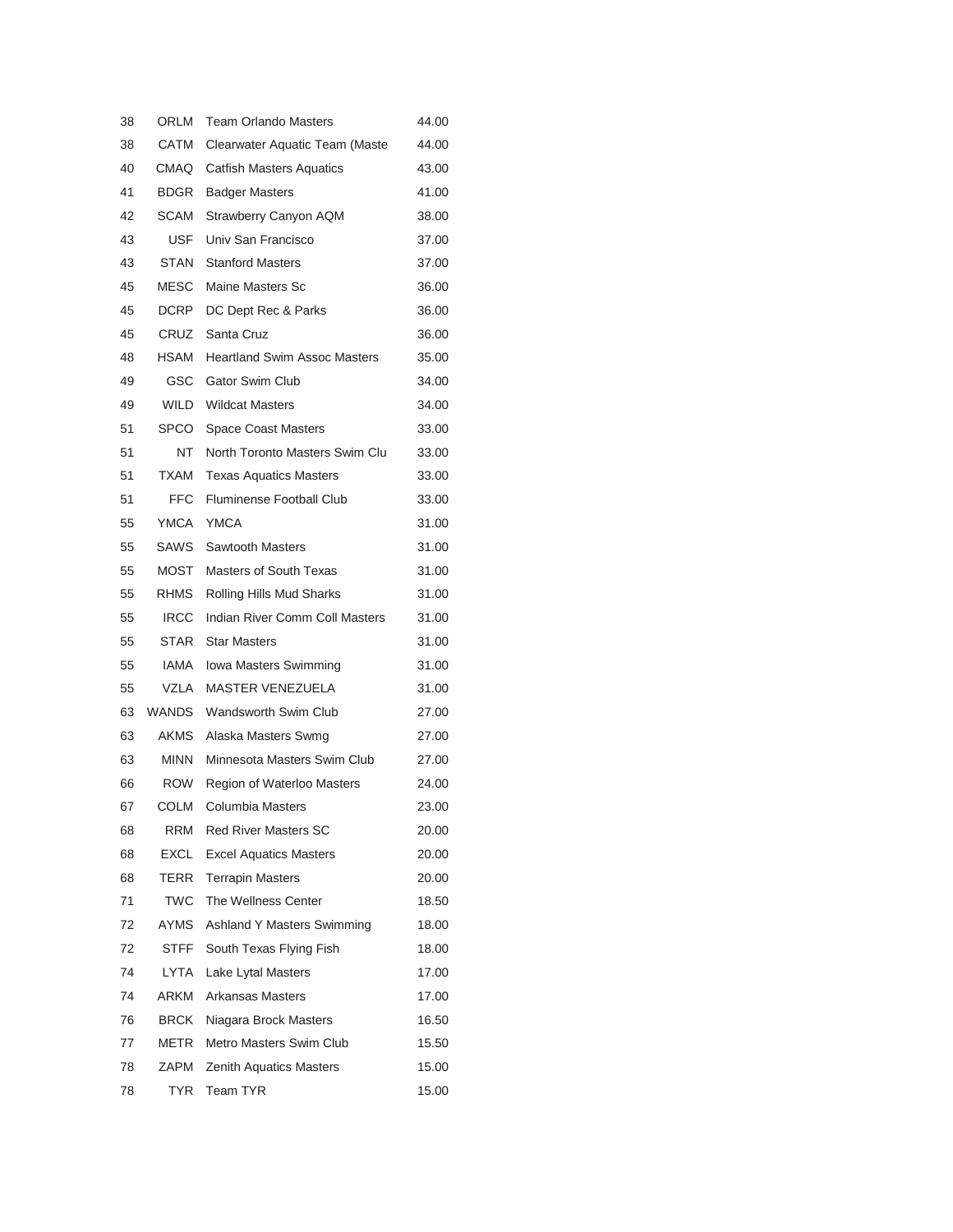| | | | |
|---|---|---|---|
| 38 | ORLM | Team Orlando Masters | 44.00 |
| 38 | CATM | Clearwater Aquatic Team (Maste | 44.00 |
| 40 | CMAQ | Catfish Masters Aquatics | 43.00 |
| 41 | BDGR | Badger Masters | 41.00 |
| 42 | SCAM | Strawberry Canyon AQM | 38.00 |
| 43 | USF | Univ San Francisco | 37.00 |
| 43 | STAN | Stanford Masters | 37.00 |
| 45 | MESC | Maine Masters Sc | 36.00 |
| 45 | DCRP | DC Dept Rec & Parks | 36.00 |
| 45 | CRUZ | Santa Cruz | 36.00 |
| 48 | HSAM | Heartland Swim Assoc Masters | 35.00 |
| 49 | GSC | Gator Swim Club | 34.00 |
| 49 | WILD | Wildcat Masters | 34.00 |
| 51 | SPCO | Space Coast Masters | 33.00 |
| 51 | NT | North Toronto Masters Swim Clu | 33.00 |
| 51 | TXAM | Texas Aquatics Masters | 33.00 |
| 51 | FFC | Fluminense Football Club | 33.00 |
| 55 | YMCA | YMCA | 31.00 |
| 55 | SAWS | Sawtooth Masters | 31.00 |
| 55 | MOST | Masters of South Texas | 31.00 |
| 55 | RHMS | Rolling Hills Mud Sharks | 31.00 |
| 55 | IRCC | Indian River Comm Coll Masters | 31.00 |
| 55 | STAR | Star Masters | 31.00 |
| 55 | IAMA | Iowa Masters Swimming | 31.00 |
| 55 | VZLA | MASTER VENEZUELA | 31.00 |
| 63 | WANDS | Wandsworth Swim Club | 27.00 |
| 63 | AKMS | Alaska Masters Swmg | 27.00 |
| 63 | MINN | Minnesota Masters Swim Club | 27.00 |
| 66 | ROW | Region of Waterloo Masters | 24.00 |
| 67 | COLM | Columbia Masters | 23.00 |
| 68 | RRM | Red River Masters SC | 20.00 |
| 68 | EXCL | Excel Aquatics Masters | 20.00 |
| 68 | TERR | Terrapin Masters | 20.00 |
| 71 | TWC | The Wellness Center | 18.50 |
| 72 | AYMS | Ashland Y Masters Swimming | 18.00 |
| 72 | STFF | South Texas Flying Fish | 18.00 |
| 74 | LYTA | Lake Lytal Masters | 17.00 |
| 74 | ARKM | Arkansas Masters | 17.00 |
| 76 | BRCK | Niagara Brock Masters | 16.50 |
| 77 | METR | Metro Masters Swim Club | 15.50 |
| 78 | ZAPM | Zenith Aquatics Masters | 15.00 |
| 78 | TYR | Team TYR | 15.00 |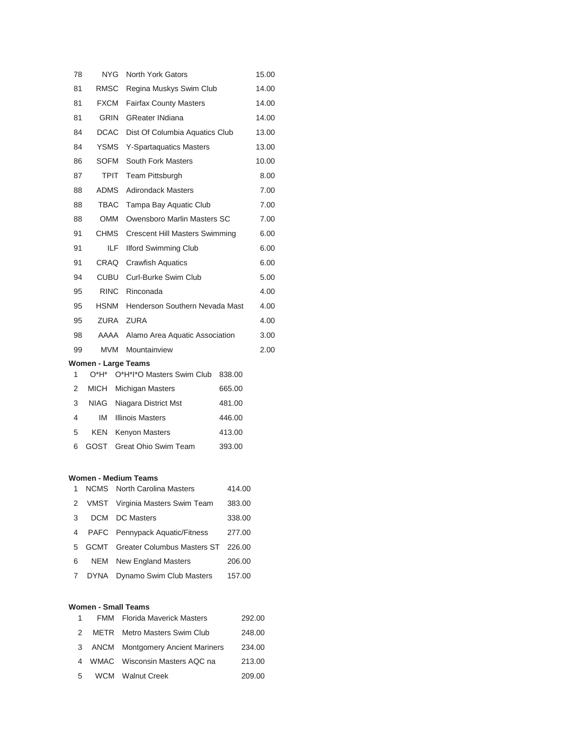| | | | |
|---|---|---|---|
| 78 | NYG | North York Gators | 15.00 |
| 81 | RMSC | Regina Muskys Swim Club | 14.00 |
| 81 | FXCM | Fairfax County Masters | 14.00 |
| 81 | GRIN | GReater INdiana | 14.00 |
| 84 | DCAC | Dist Of Columbia Aquatics Club | 13.00 |
| 84 | YSMS | Y-Spartaquatics Masters | 13.00 |
| 86 | SOFM | South Fork Masters | 10.00 |
| 87 | TPIT | Team Pittsburgh | 8.00 |
| 88 | ADMS | Adirondack Masters | 7.00 |
| 88 | TBAC | Tampa Bay Aquatic Club | 7.00 |
| 88 | OMM | Owensboro Marlin Masters SC | 7.00 |
| 91 | CHMS | Crescent Hill Masters Swimming | 6.00 |
| 91 | ILF | Ilford Swimming Club | 6.00 |
| 91 | CRAQ | Crawfish Aquatics | 6.00 |
| 94 | CUBU | Curl-Burke Swim Club | 5.00 |
| 95 | RINC | Rinconada | 4.00 |
| 95 | HSNM | Henderson Southern Nevada Mast | 4.00 |
| 95 | ZURA | ZURA | 4.00 |
| 98 | AAAA | Alamo Area Aquatic Association | 3.00 |
| 99 | MVM | Mountainview | 2.00 |

**Women - Large Teams**

| | | | |
|---|---|---|---|
| 1 | O*H* | O*H*I*O Masters Swim Club | 838.00 |
| 2 | MICH | Michigan Masters | 665.00 |
| 3 | NIAG | Niagara District Mst | 481.00 |
| 4 | IM | Illinois Masters | 446.00 |
| 5 | KEN | Kenyon Masters | 413.00 |
| 6 | GOST | Great Ohio Swim Team | 393.00 |

**Women - Medium Teams**

| | | | |
|---|---|---|---|
| 1 | NCMS | North Carolina Masters | 414.00 |
| 2 | VMST | Virginia Masters Swim Team | 383.00 |
| 3 | DCM | DC Masters | 338.00 |
| 4 | PAFC | Pennypack Aquatic/Fitness | 277.00 |
| 5 | GCMT | Greater Columbus Masters ST | 226.00 |
| 6 | NEM | New England Masters | 206.00 |
| 7 | DYNA | Dynamo Swim Club Masters | 157.00 |

**Women - Small Teams**

| | | | |
|---|---|---|---|
| 1 | FMM | Florida Maverick Masters | 292.00 |
| 2 | METR | Metro Masters Swim Club | 248.00 |
| 3 | ANCM | Montgomery Ancient Mariners | 234.00 |
| 4 | WMAC | Wisconsin Masters AQC na | 213.00 |
| 5 | WCM | Walnut Creek | 209.00 |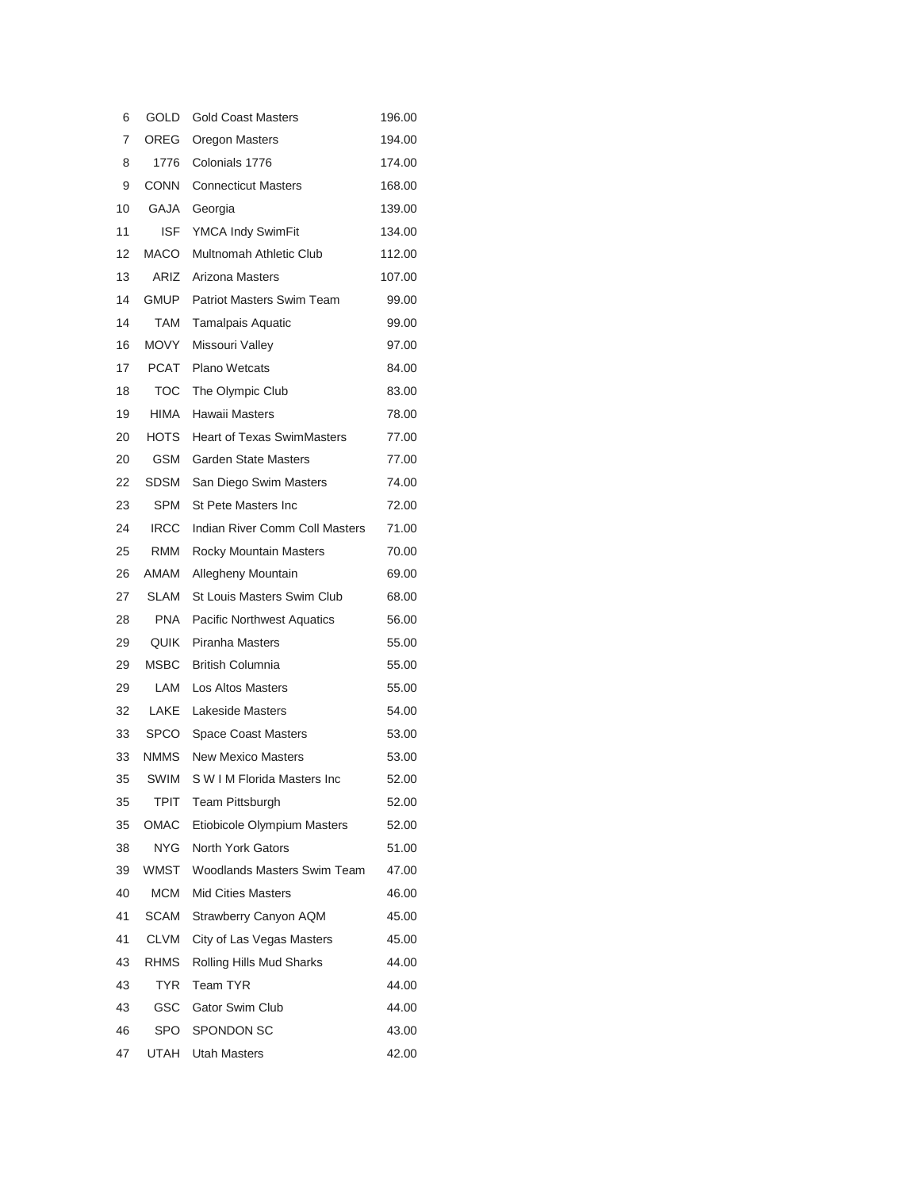| | | | |
|---|---|---|---|
| 6 | GOLD | Gold Coast Masters | 196.00 |
| 7 | OREG | Oregon Masters | 194.00 |
| 8 | 1776 | Colonials 1776 | 174.00 |
| 9 | CONN | Connecticut Masters | 168.00 |
| 10 | GAJA | Georgia | 139.00 |
| 11 | ISF | YMCA Indy SwimFit | 134.00 |
| 12 | MACO | Multnomah Athletic Club | 112.00 |
| 13 | ARIZ | Arizona Masters | 107.00 |
| 14 | GMUP | Patriot Masters Swim Team | 99.00 |
| 14 | TAM | Tamalpais Aquatic | 99.00 |
| 16 | MOVY | Missouri Valley | 97.00 |
| 17 | PCAT | Plano Wetcats | 84.00 |
| 18 | TOC | The Olympic Club | 83.00 |
| 19 | HIMA | Hawaii Masters | 78.00 |
| 20 | HOTS | Heart of Texas SwimMasters | 77.00 |
| 20 | GSM | Garden State Masters | 77.00 |
| 22 | SDSM | San Diego Swim Masters | 74.00 |
| 23 | SPM | St Pete Masters Inc | 72.00 |
| 24 | IRCC | Indian River Comm Coll Masters | 71.00 |
| 25 | RMM | Rocky Mountain Masters | 70.00 |
| 26 | AMAM | Allegheny Mountain | 69.00 |
| 27 | SLAM | St Louis Masters Swim Club | 68.00 |
| 28 | PNA | Pacific Northwest Aquatics | 56.00 |
| 29 | QUIK | Piranha Masters | 55.00 |
| 29 | MSBC | British Columnia | 55.00 |
| 29 | LAM | Los Altos Masters | 55.00 |
| 32 | LAKE | Lakeside Masters | 54.00 |
| 33 | SPCO | Space Coast Masters | 53.00 |
| 33 | NMMS | New Mexico Masters | 53.00 |
| 35 | SWIM | S W I M Florida Masters Inc | 52.00 |
| 35 | TPIT | Team Pittsburgh | 52.00 |
| 35 | OMAC | Etiobicole Olympium Masters | 52.00 |
| 38 | NYG | North York Gators | 51.00 |
| 39 | WMST | Woodlands Masters Swim Team | 47.00 |
| 40 | MCM | Mid Cities Masters | 46.00 |
| 41 | SCAM | Strawberry Canyon AQM | 45.00 |
| 41 | CLVM | City of Las Vegas Masters | 45.00 |
| 43 | RHMS | Rolling Hills Mud Sharks | 44.00 |
| 43 | TYR | Team TYR | 44.00 |
| 43 | GSC | Gator Swim Club | 44.00 |
| 46 | SPO | SPONDON SC | 43.00 |
| 47 | UTAH | Utah Masters | 42.00 |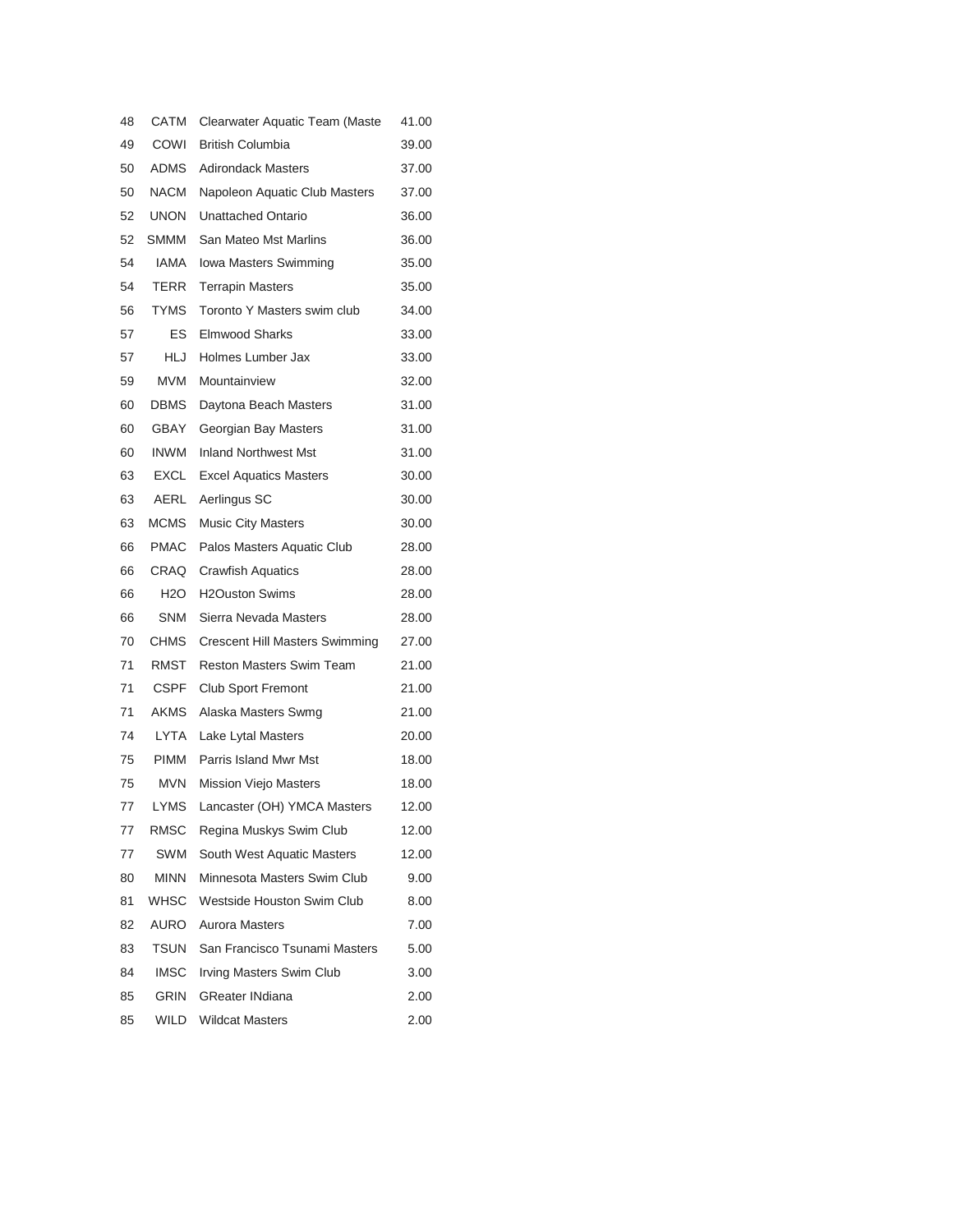| | | | |
|---|---|---|---|
| 48 | CATM | Clearwater Aquatic Team (Maste | 41.00 |
| 49 | COWI | British Columbia | 39.00 |
| 50 | ADMS | Adirondack Masters | 37.00 |
| 50 | NACM | Napoleon Aquatic Club Masters | 37.00 |
| 52 | UNON | Unattached Ontario | 36.00 |
| 52 | SMMM | San Mateo Mst Marlins | 36.00 |
| 54 | IAMA | Iowa Masters Swimming | 35.00 |
| 54 | TERR | Terrapin Masters | 35.00 |
| 56 | TYMS | Toronto Y Masters swim club | 34.00 |
| 57 | ES | Elmwood Sharks | 33.00 |
| 57 | HLJ | Holmes Lumber Jax | 33.00 |
| 59 | MVM | Mountainview | 32.00 |
| 60 | DBMS | Daytona Beach Masters | 31.00 |
| 60 | GBAY | Georgian Bay Masters | 31.00 |
| 60 | INWM | Inland Northwest Mst | 31.00 |
| 63 | EXCL | Excel Aquatics Masters | 30.00 |
| 63 | AERL | Aerlingus SC | 30.00 |
| 63 | MCMS | Music City Masters | 30.00 |
| 66 | PMAC | Palos Masters Aquatic Club | 28.00 |
| 66 | CRAQ | Crawfish Aquatics | 28.00 |
| 66 | H2O | H2Ouston Swims | 28.00 |
| 66 | SNM | Sierra Nevada Masters | 28.00 |
| 70 | CHMS | Crescent Hill Masters Swimming | 27.00 |
| 71 | RMST | Reston Masters Swim Team | 21.00 |
| 71 | CSPF | Club Sport Fremont | 21.00 |
| 71 | AKMS | Alaska Masters Swmg | 21.00 |
| 74 | LYTA | Lake Lytal Masters | 20.00 |
| 75 | PIMM | Parris Island Mwr Mst | 18.00 |
| 75 | MVN | Mission Viejo Masters | 18.00 |
| 77 | LYMS | Lancaster (OH) YMCA Masters | 12.00 |
| 77 | RMSC | Regina Muskys Swim Club | 12.00 |
| 77 | SWM | South West Aquatic Masters | 12.00 |
| 80 | MINN | Minnesota Masters Swim Club | 9.00 |
| 81 | WHSC | Westside Houston Swim Club | 8.00 |
| 82 | AURO | Aurora Masters | 7.00 |
| 83 | TSUN | San Francisco Tsunami Masters | 5.00 |
| 84 | IMSC | Irving Masters Swim Club | 3.00 |
| 85 | GRIN | GReater INdiana | 2.00 |
| 85 | WILD | Wildcat Masters | 2.00 |